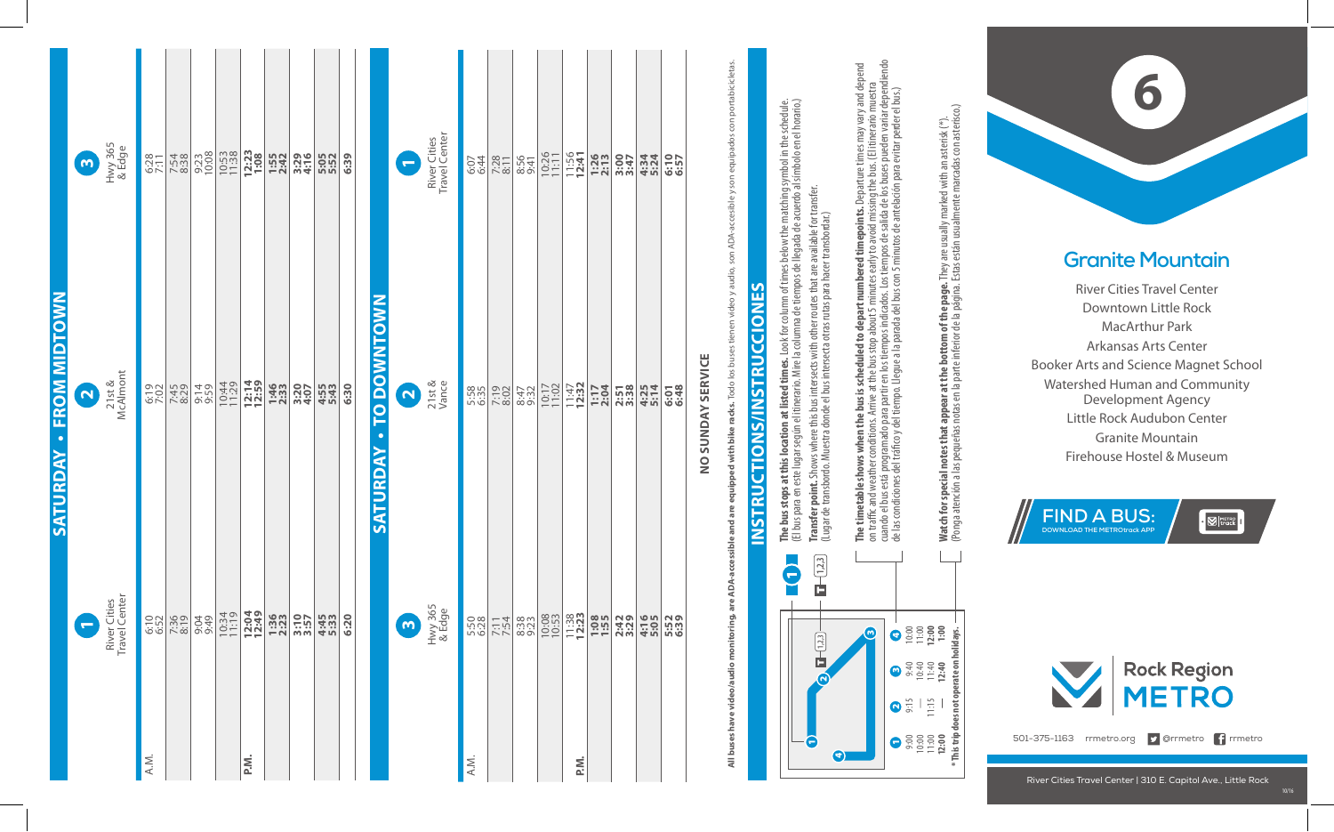# 6

## Granite Mountain

River Cities Travel Center
Downtown Little Rock
MacArthur Park
Arkansas Arts Center
Booker Arts and Science Magnet School
Watershed Human and Community Development Agency
Little Rock Audubon Center
Granite Mountain
Firehouse Hostel & Museum

**FIND A BUS:** DOWNLOAD THE METROtrack APP

**Rock Region METRO**

501-375-1163 rrmetro.org @rrmetro rrmetro

River Cities Travel Center | 310 E. Capitol Ave., Little Rock

## SATURDAY • FROM MIDTOWN

| | 1 River Cities Travel Center | 2 21st & McAlmont | 3 Hwy 365 & Edge |
|---|---|---|---|
| A.M. | 6:10 | 6:19 | 6:28 |
| | 6:52 | 7:02 | 7:11 |
| | 7:36 | 7:45 | 7:54 |
| | 8:19 | 8:29 | 8:38 |
| | 9:04 | 9:14 | 9:23 |
| | 9:49 | 9:59 | 10:08 |
| | 10:34 | 10:44 | 10:53 |
| | 11:19 | 11:29 | 11:38 |
| P.M. | **12:04** | **12:14** | **12:23** |
| | **12:49** | **12:59** | **1:08** |
| | **1:36** | **1:46** | **1:55** |
| | **2:23** | **2:33** | **2:42** |
| | **3:10** | **3:20** | **3:29** |
| | **3:57** | **4:07** | **4:16** |
| | **4:45** | **4:55** | **5:05** |
| | **5:33** | **5:43** | **5:52** |
| | **6:20** | **6:30** | **6:39** |

## SATURDAY • TO DOWNTOWN

| | 3 Hwy 365 & Edge | 2 21st & Vance | 1 River Cities Travel Center |
|---|---|---|---|
| A.M. | 5:50 | 5:58 | 6:07 |
| | 6:28 | 6:35 | 6:44 |
| | 7:11 | 7:19 | 7:28 |
| | 7:54 | 8:02 | 8:11 |
| | 8:38 | 8:47 | 8:56 |
| | 9:23 | 9:32 | 9:41 |
| | 10:08 | 10:17 | 10:26 |
| | 10:53 | 11:02 | 11:11 |
| | 11:38 | 11:47 | 11:56 |
| P.M. | **12:23** | **12:32** | **12:41** |
| | **1:08** | **1:17** | **1:26** |
| | **1:55** | **2:04** | **2:13** |
| | **2:42** | **2:51** | **3:00** |
| | **3:29** | **3:38** | **3:47** |
| | **4:16** | **4:25** | **4:34** |
| | **5:05** | **5:14** | **5:24** |
| | **5:52** | **6:01** | **6:10** |
| | **6:39** | **6:48** | **6:57** |

**NO SUNDAY SERVICE**

**All buses have video/audio monitoring, are ADA-accessible and are equipped with bike racks.** Todo los buses tienen video y audio, son ADA-accesible y son equipados con portabicicletas.

## INSTRUCTIONS/INSTRUCCIONES

| 1 | 2 | 3 | 4 |
|---|---|---|---|
| 9:00 | 9:15 | 9:40 | 10:00 |
| 10:00 | — | 10:40 | 11:00 |
| 11:00 | 11:15 | 11:40 | **12:00** |
| **12:00** | — | **12:40** | **1:00** |

*** This trip does not operate on holidays.**

**The bus stops at this location at listed times.** Look for column of times below the matching symbol in the schedule. (El bus para en este lugar según el itinerario. Mire la columna de tiempos de llegada de acuerdo al símbolo en el horario.)

**Transfer point.** Shows where this bus intersects with other routes that are available for transfer. (Lugar de transbordo. Muestra donde el bus intersecta otras rutas para hacer transbordar.)

**The timetable shows when the bus is scheduled to depart numbered timepoints.** Departure times may vary and depend on traffic and weather conditions. Arrive at the bus stop about 5 minutes early to avoid missing the bus. (El itinerario muestra cuando el bus está programado para partir en los tiempos indicados. Los tiempos de salida de los buses pueden variar dependiendo de las condiciones del tráfico y del tiempo. Llegue a la parada del bus con 5 minutos de antelación para evitar perder el bus.)

**Watch for special notes that appear at the bottom of the page.** They are usually marked with an asterisk (*). (Ponga atención a las pequeñas notas en la parte inferior de la página. Estas están usualmente marcadas con asterisco.)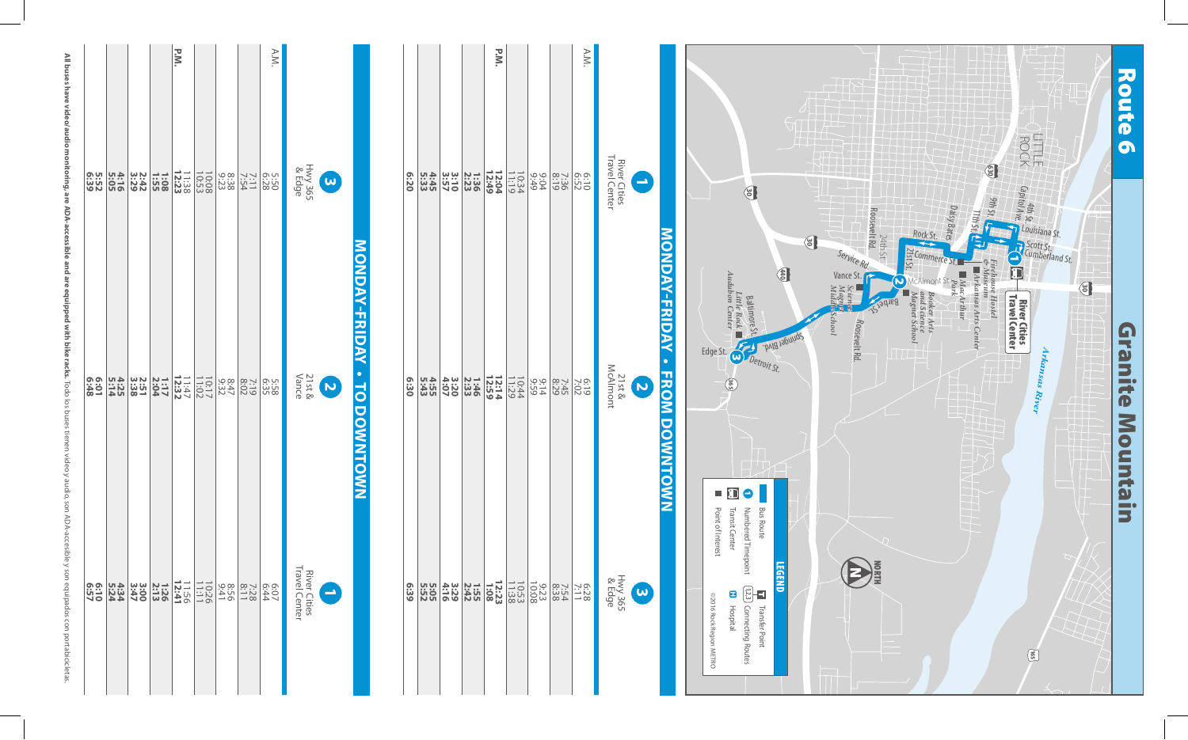# Route 6 Granite Mountain

**LEGEND**

- Bus Route
- Numbered Timepoint
- Transit Center
- Point of Interest
- Transfer Point
- Connecting Routes
- Hospital

NORTH

©2016 Rock Region METRO

## MONDAY-FRIDAY • FROM DOWNTOWN

| | 1 River Cities Travel Center | 2 21st & McAlmont | 3 Hwy 365 & Edge |
|---|---|---|---|
| A.M. | 6:10 | 6:19 | 6:28 |
| | 6:52 | 7:02 | 7:11 |
| | 7:36 | 7:45 | 7:54 |
| | 8:19 | 8:29 | 8:38 |
| | 9:04 | 9:14 | 9:23 |
| | 9:49 | 9:59 | 10:08 |
| | 10:34 | 10:44 | 10:53 |
| | 11:19 | 11:29 | 11:38 |
| **P.M.** | **12:04** | **12:14** | **12:23** |
| | **12:49** | **12:59** | **1:08** |
| | **1:36** | **1:46** | **1:55** |
| | **2:23** | **2:33** | **2:42** |
| | **3:10** | **3:20** | **3:29** |
| | **3:57** | **4:07** | **4:16** |
| | **4:45** | **4:55** | **5:05** |
| | **5:33** | **5:43** | **5:52** |
| | **6:20** | **6:30** | **6:39** |

## MONDAY-FRIDAY • TO DOWNTOWN

| | 3 Hwy 365 & Edge | 2 21st & Vance | 1 River Cities Travel Center |
|---|---|---|---|
| A.M. | 5:50 | 5:58 | 6:07 |
| | 6:28 | 6:35 | 6:44 |
| | 7:11 | 7:19 | 7:28 |
| | 7:54 | 8:02 | 8:11 |
| | 8:38 | 8:47 | 8:56 |
| | 9:23 | 9:32 | 9:41 |
| | 10:08 | 10:17 | 10:26 |
| | 10:53 | 11:02 | 11:11 |
| | 11:38 | 11:47 | 11:56 |
| **P.M.** | **12:23** | **12:32** | **12:41** |
| | **1:08** | **1:17** | **1:26** |
| | **1:55** | **2:04** | **2:13** |
| | **2:42** | **2:51** | **3:00** |
| | **3:29** | **3:38** | **3:47** |
| | **4:16** | **4:25** | **4:34** |
| | **5:05** | **5:14** | **5:24** |
| | **5:52** | **6:01** | **6:10** |
| | **6:39** | **6:48** | **6:57** |

**All buses have video/audio monitoring, are ADA-accessible and are equipped with bike racks.** Todo los buses tienen video y audio, son ADA-accesible y son equipados con portabicicletas.